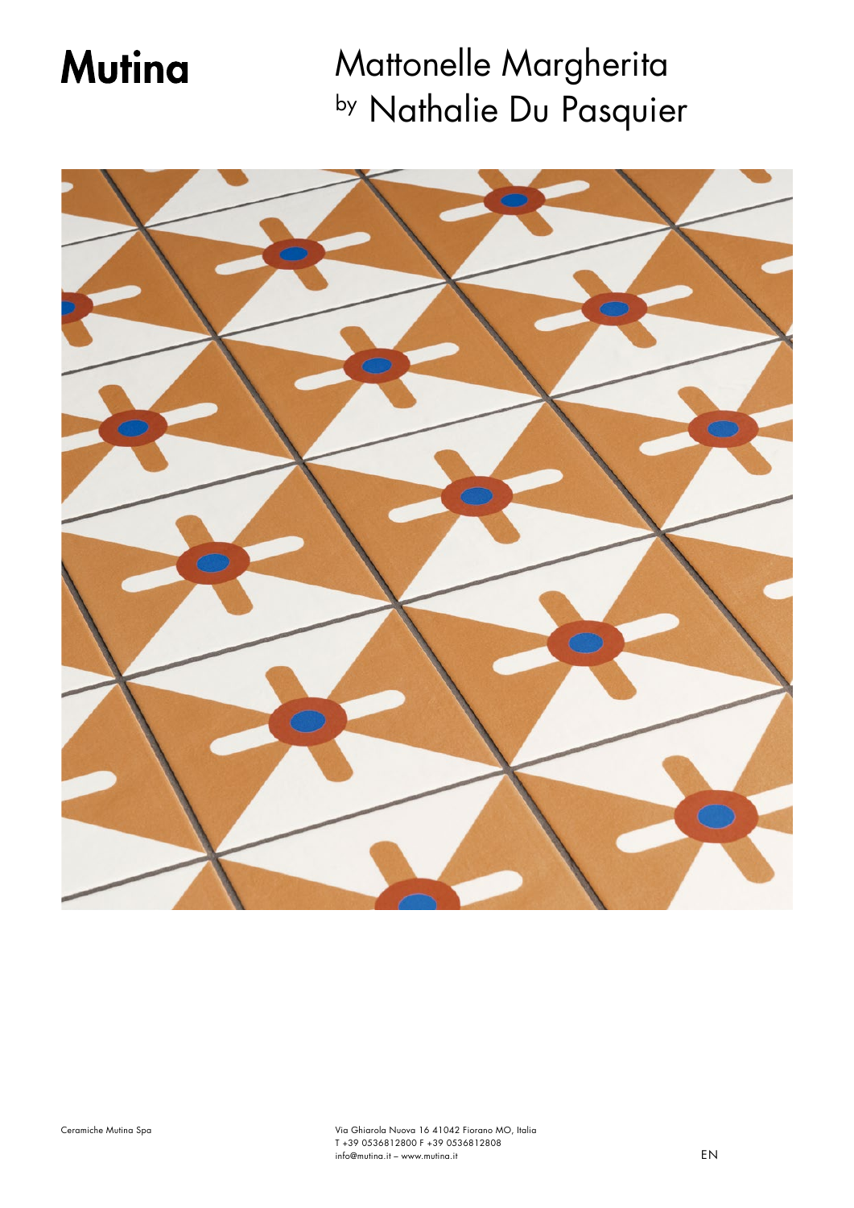# Mutina

# Mattonelle Margherita
## by Nathalie Du Pasquier

Ceramiche Mutina Spa

Via Ghiarola Nuova 16 41042 Fiorano MO, Italia
T +39 0536812800 F +39 0536812808
info@mutina.it – www.mutina.it

EN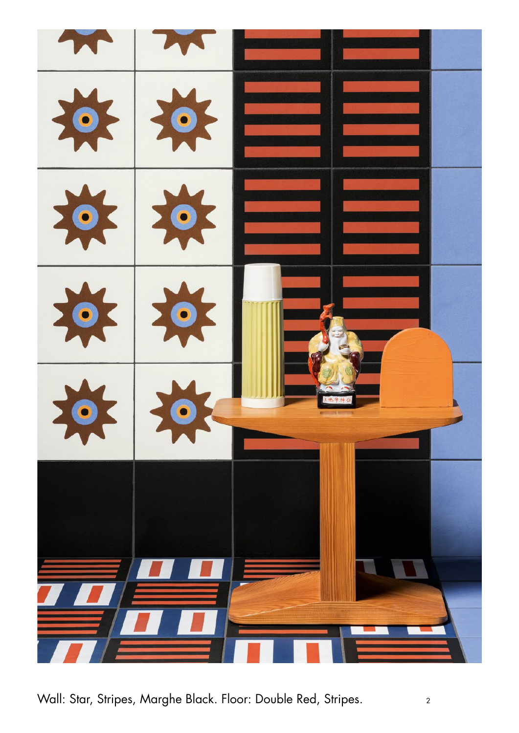Wall: Star, Stripes, Marghe Black. Floor: Double Red, Stripes.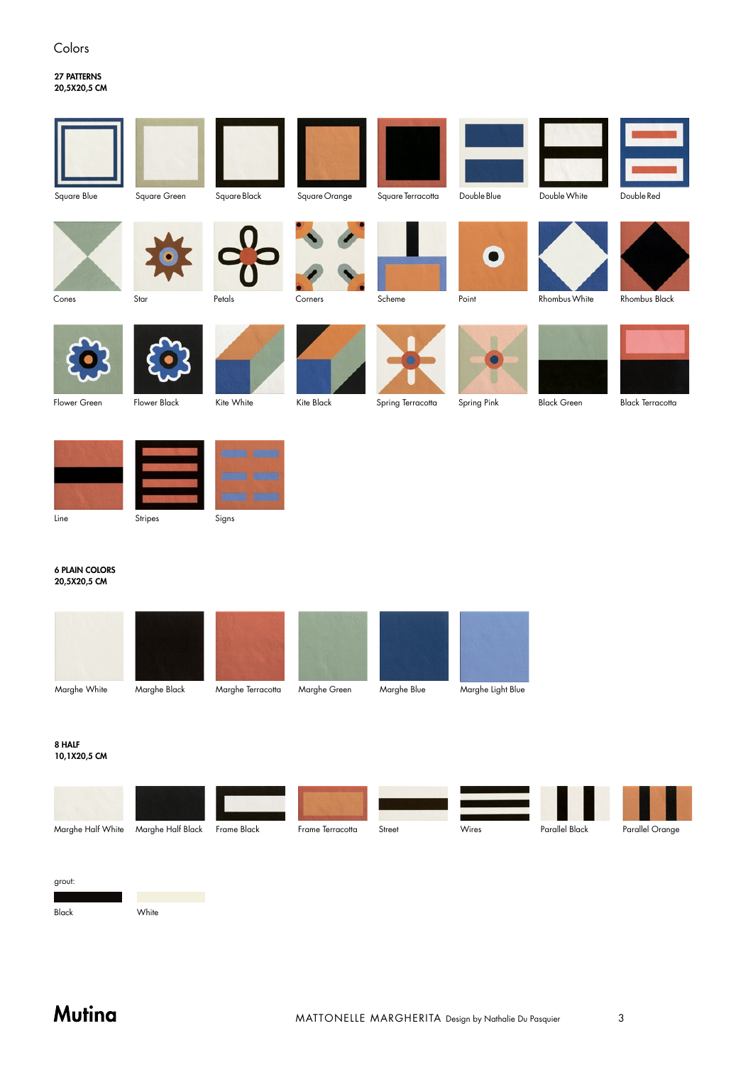# Colors

**27 PATTERNS**
**20,5X20,5 CM**

Square Blue | Square Green | Square Black | Square Orange | Square Terracotta | Double Blue | Double White | Double Red

Cones | Star | Petals | Corners | Scheme | Point | Rhombus White | Rhombus Black

Flower Green | Flower Black | Kite White | Kite Black | Spring Terracotta | Spring Pink | Black Green | Black Terracotta

Line | Stripes | Signs

**6 PLAIN COLORS**
**20,5X20,5 CM**

Marghe White | Marghe Black | Marghe Terracotta | Marghe Green | Marghe Blue | Marghe Light Blue

**8 HALF**
**10,1X20,5 CM**

Marghe Half White | Marghe Half Black | Frame Black | Frame Terracotta | Street | Wires | Parallel Black | Parallel Orange

grout:

Black | White

**Mutina**

MATTONELLE MARGHERITA Design by Nathalie Du Pasquier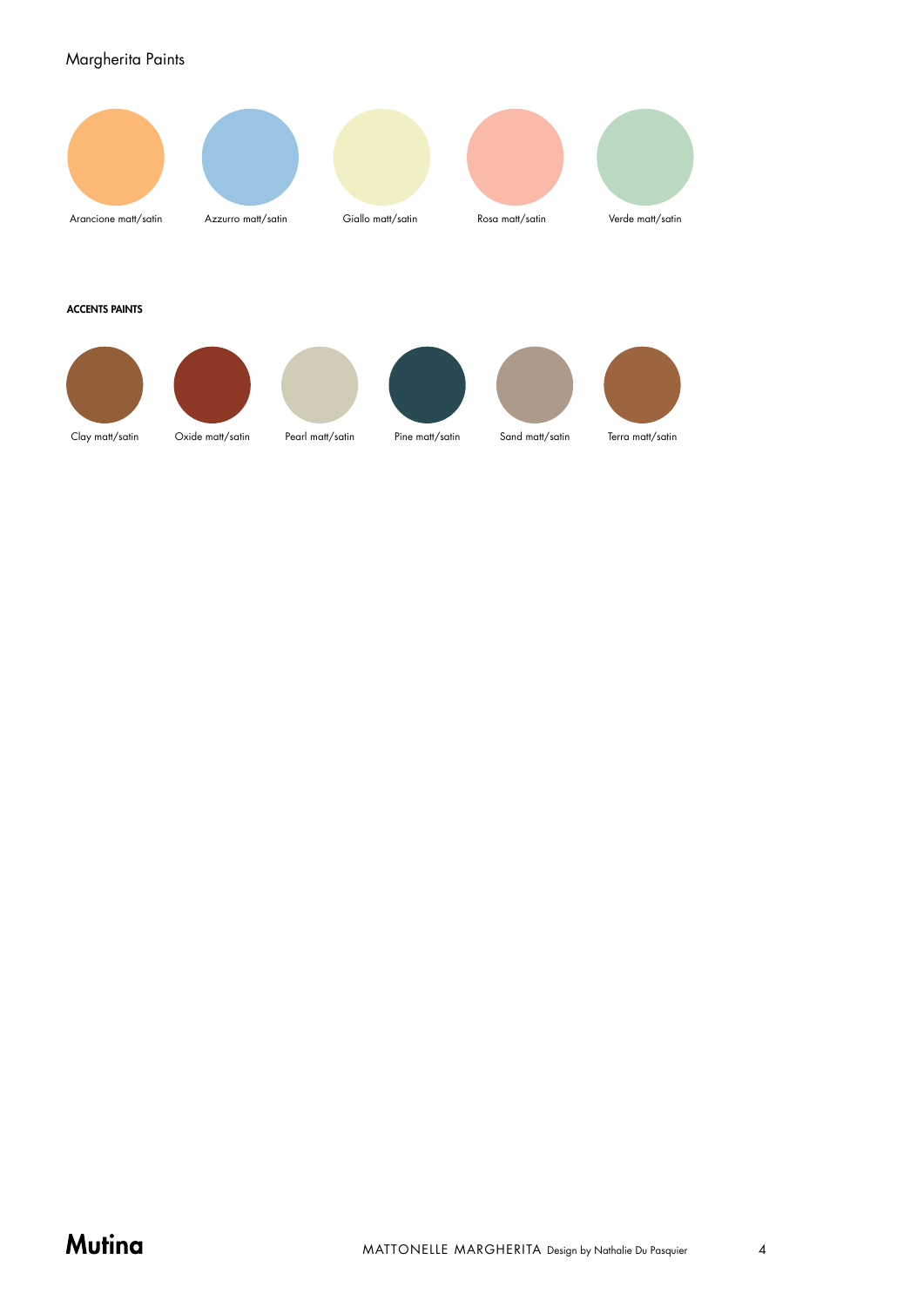# Margherita Paints

Arancione matt/satin

Azzurro matt/satin

Giallo matt/satin

Rosa matt/satin

Verde matt/satin

**ACCENTS PAINTS**

Clay matt/satin

Oxide matt/satin

Pearl matt/satin

Pine matt/satin

Sand matt/satin

Terra matt/satin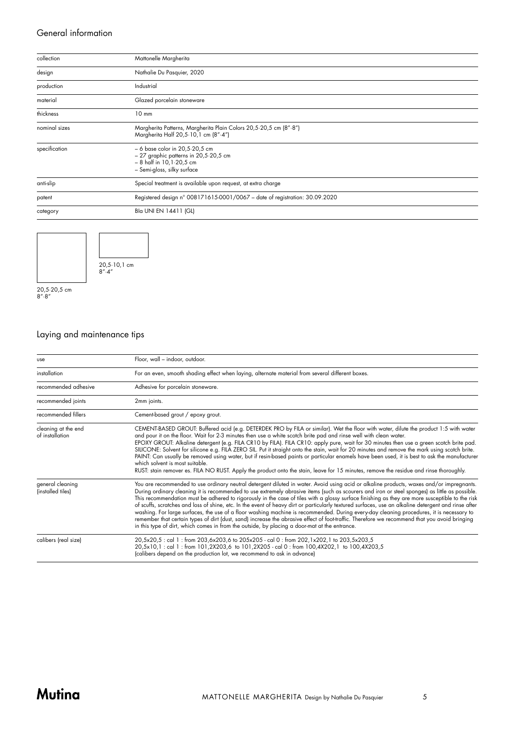## General information

| | |
|---|---|
| collection | Mattonelle Margherita |
| design | Nathalie Du Pasquier, 2020 |
| production | Industrial |
| material | Glazed porcelain stoneware |
| thickness | 10 mm |
| nominal sizes | Margherita Patterns, Margherita Plain Colors 20,5·20,5 cm (8"·8")<br>Margherita Half 20,5·10,1 cm (8"·4") |
| specification | – 6 base color in 20,5·20,5 cm<br>– 27 graphic patterns in 20,5·20,5 cm<br>– 8 half in 10,1·20,5 cm<br>– Semi-gloss, silky surface |
| anti-slip | Special treatment is available upon request, at extra charge |
| patent | Registered design n° 008171615-0001/0067 – date of registration: 30.09.2020 |
| category | BIa UNI EN 14411 (GL) |

20,5·10,1 cm
8"·4"

20,5·20,5 cm
8"·8"

## Laying and maintenance tips

| | |
|---|---|
| use | Floor, wall – indoor, outdoor. |
| installation | For an even, smooth shading effect when laying, alternate material from several different boxes. |
| recommended adhesive | Adhesive for porcelain stoneware. |
| recommended joints | 2mm joints. |
| recommended fillers | Cement-based grout / epoxy grout. |
| cleaning at the end of installation | CEMENT-BASED GROUT: Buffered acid (e.g. DETERDEK PRO by FILA or similar). Wet the floor with water, dilute the product 1:5 with water and pour it on the floor. Wait for 2-3 minutes then use a white scotch brite pad and rinse well with clean water.<br>EPOXY GROUT: Alkaline detergent (e.g. FILA CR10 by FILA). FILA CR10: apply pure, wait for 30 minutes then use a green scotch brite pad.<br>SILICONE: Solvent for silicone e.g. FILA ZERO SIL. Put it straight onto the stain, wait for 20 minutes and remove the mark using scotch brite.<br>PAINT: Can usually be removed using water, but if resin-based paints or particular enamels have been used, it is best to ask the manufacturer which solvent is most suitable.<br>RUST: stain remover es. FILA NO RUST. Apply the product onto the stain, leave for 15 minutes, remove the residue and rinse thoroughly. |
| general cleaning (installed tiles) | You are recommended to use ordinary neutral detergent diluted in water. Avoid using acid or alkaline products, waxes and/or impregnants. During ordinary cleaning it is recommended to use extremely abrasive items (such as scourers and iron or steel sponges) as little as possible. This recommendation must be adhered to rigorously in the case of tiles with a glossy surface finishing as they are more susceptible to the risk of scuffs, scratches and loss of shine, etc. In the event of heavy dirt or particularly textured surfaces, use an alkaline detergent and rinse after washing. For large surfaces, the use of a floor washing machine is recommended. During every-day cleaning procedures, it is necessary to remember that certain types of dirt (dust, sand) increase the abrasive effect of foot-traffic. Therefore we recommend that you avoid bringing in this type of dirt, which comes in from the outside, by placing a door-mat at the entrance. |
| calibers (real size) | 20,5x20,5 : cal 1 : from 203,6x203,6 to 205x205 - cal 0 : from 202,1x202,1 to 203,5x203,5<br>20,5x10,1 : cal 1 : from 101,2X203,6 to 101,2X205 - cal 0 : from 100,4X202,1 to 100,4X203,5<br>(calibers depend on the production lot, we recommend to ask in advance) |